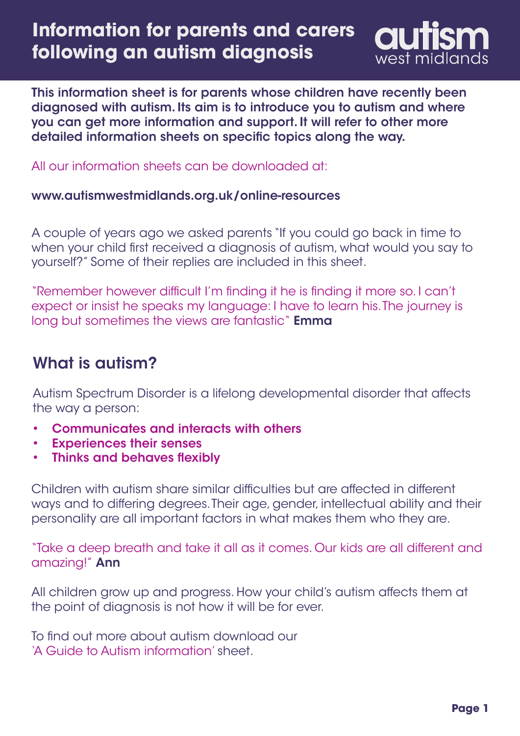# Information for parents and carers following an autism diagnosis

autism west midlands

**This information sheet is for parents whose children have recently been diagnosed with autism. Its aim is to introduce you to autism and where you can get more information and support. It will refer to other more detailed information sheets on specific topics along the way.**

All our information sheets can be downloaded at:

**www.autismwestmidlands.org.uk/online-resources**

A couple of years ago we asked parents "If you could go back in time to when your child first received a diagnosis of autism, what would you say to yourself?" Some of their replies are included in this sheet.

"Remember however difficult I'm finding it he is finding it more so. I can't expect or insist he speaks my language: I have to learn his. The journey is long but sometimes the views are fantastic" **Emma**

## What is autism?

Autism Spectrum Disorder is a lifelong developmental disorder that affects the way a person:

- **Communicates and interacts with others**
- **Experiences their senses**
- **Thinks and behaves flexibly**

Children with autism share similar difficulties but are affected in different ways and to differing degrees. Their age, gender, intellectual ability and their personality are all important factors in what makes them who they are.

"Take a deep breath and take it all as it comes. Our kids are all different and amazing!" **Ann**

All children grow up and progress. How your child's autism affects them at the point of diagnosis is not how it will be for ever.

To find out more about autism download our 'A Guide to Autism information' sheet.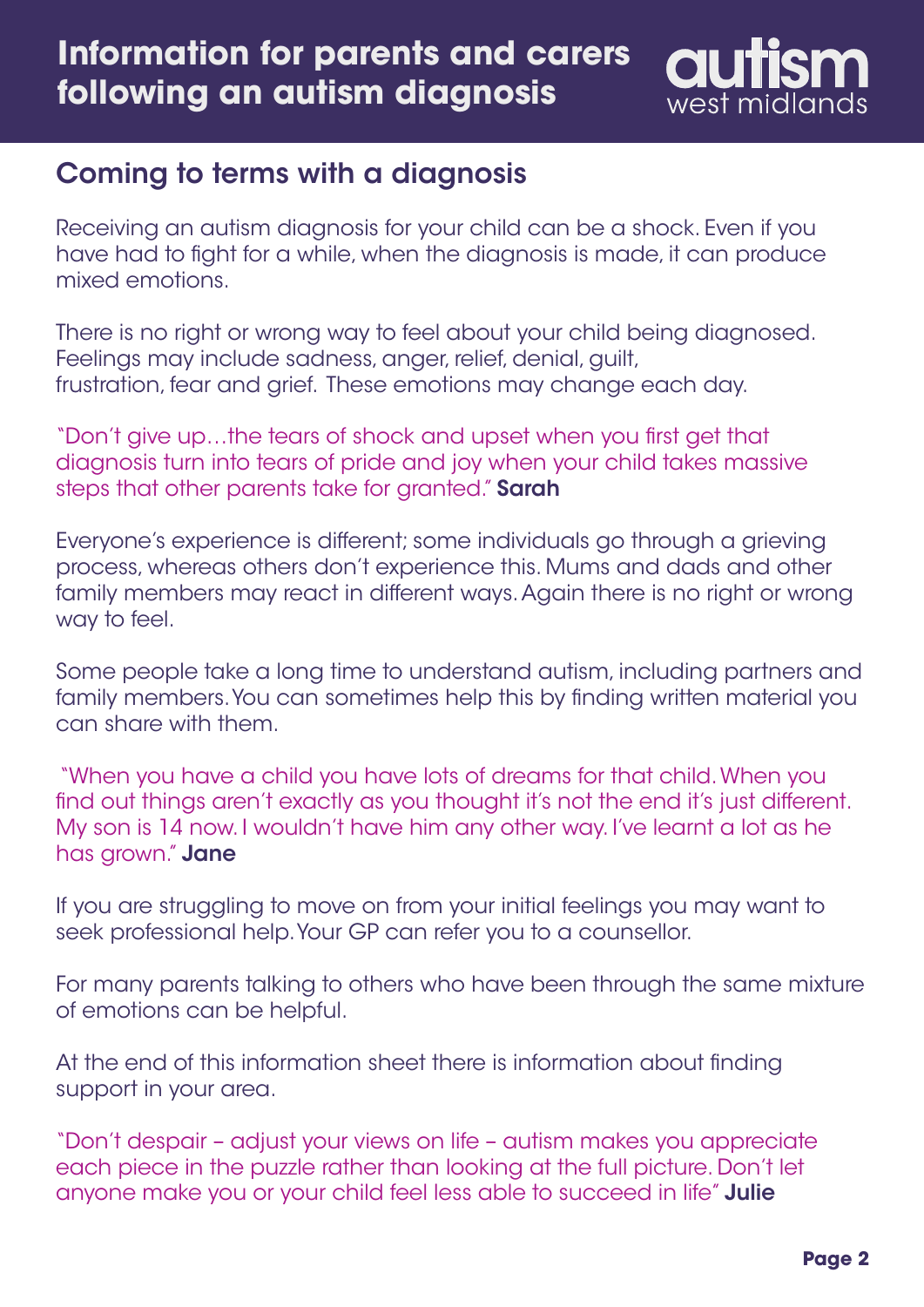# Information for parents and carers following an autism diagnosis

## Coming to terms with a diagnosis

Receiving an autism diagnosis for your child can be a shock. Even if you have had to fight for a while, when the diagnosis is made, it can produce mixed emotions.

There is no right or wrong way to feel about your child being diagnosed. Feelings may include sadness, anger, relief, denial, guilt, frustration, fear and grief. These emotions may change each day.

"Don't give up…the tears of shock and upset when you first get that diagnosis turn into tears of pride and joy when your child takes massive steps that other parents take for granted." **Sarah**

Everyone's experience is different; some individuals go through a grieving process, whereas others don't experience this. Mums and dads and other family members may react in different ways. Again there is no right or wrong way to feel.

Some people take a long time to understand autism, including partners and family members. You can sometimes help this by finding written material you can share with them.

"When you have a child you have lots of dreams for that child. When you find out things aren't exactly as you thought it's not the end it's just different. My son is 14 now. I wouldn't have him any other way. I've learnt a lot as he has grown." **Jane**

If you are struggling to move on from your initial feelings you may want to seek professional help. Your GP can refer you to a counsellor.

For many parents talking to others who have been through the same mixture of emotions can be helpful.

At the end of this information sheet there is information about finding support in your area.

"Don't despair – adjust your views on life – autism makes you appreciate each piece in the puzzle rather than looking at the full picture. Don't let anyone make you or your child feel less able to succeed in life" **Julie**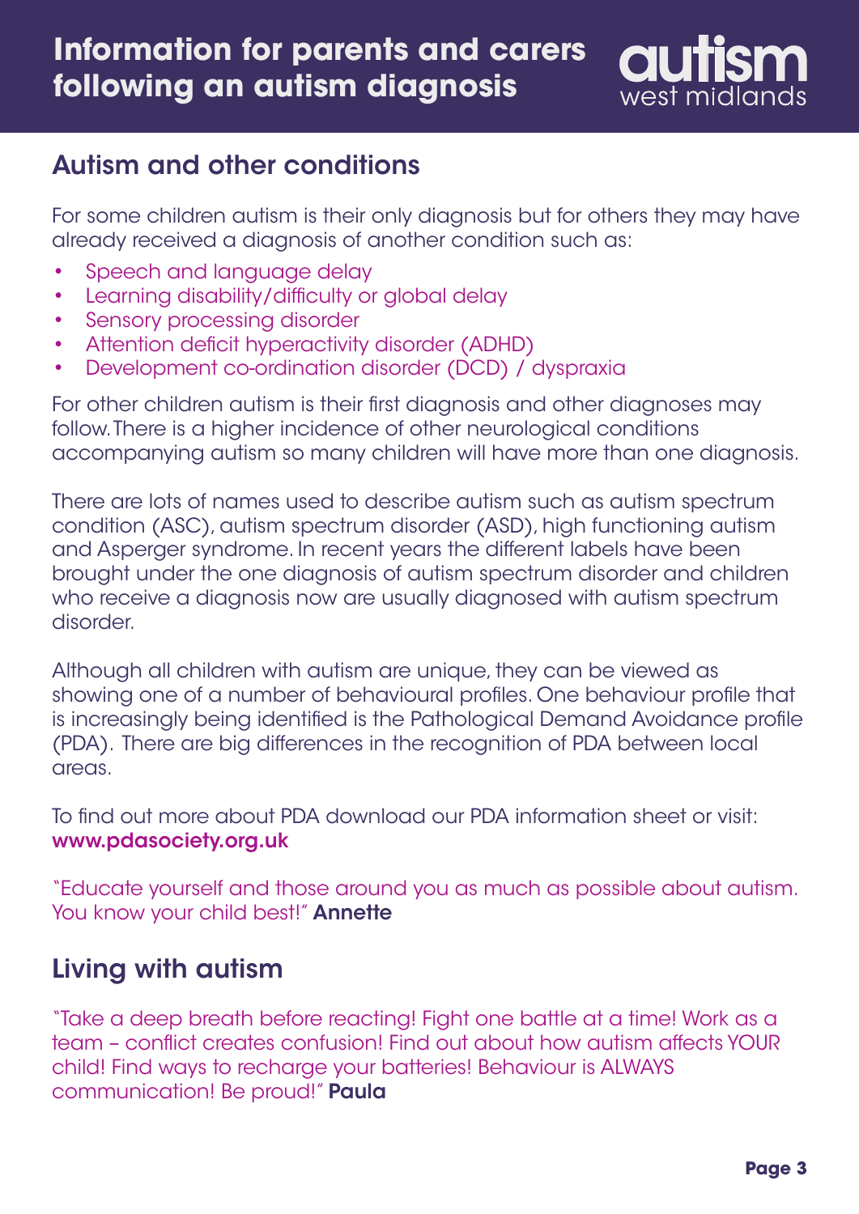## Autism and other conditions

For some children autism is their only diagnosis but for others they may have already received a diagnosis of another condition such as:

- Speech and language delay
- Learning disability/difficulty or global delay
- Sensory processing disorder
- Attention deficit hyperactivity disorder (ADHD)
- Development co-ordination disorder (DCD) / dyspraxia

For other children autism is their first diagnosis and other diagnoses may follow. There is a higher incidence of other neurological conditions accompanying autism so many children will have more than one diagnosis.

There are lots of names used to describe autism such as autism spectrum condition (ASC), autism spectrum disorder (ASD), high functioning autism and Asperger syndrome. In recent years the different labels have been brought under the one diagnosis of autism spectrum disorder and children who receive a diagnosis now are usually diagnosed with autism spectrum disorder.

Although all children with autism are unique, they can be viewed as showing one of a number of behavioural profiles. One behaviour profile that is increasingly being identified is the Pathological Demand Avoidance profile (PDA). There are big differences in the recognition of PDA between local areas.

To find out more about PDA download our PDA information sheet or visit: **www.pdasociety.org.uk**

"Educate yourself and those around you as much as possible about autism. You know your child best!" **Annette**

## Living with autism

"Take a deep breath before reacting! Fight one battle at a time! Work as a team – conflict creates confusion! Find out about how autism affects YOUR child! Find ways to recharge your batteries! Behaviour is ALWAYS communication! Be proud!" **Paula**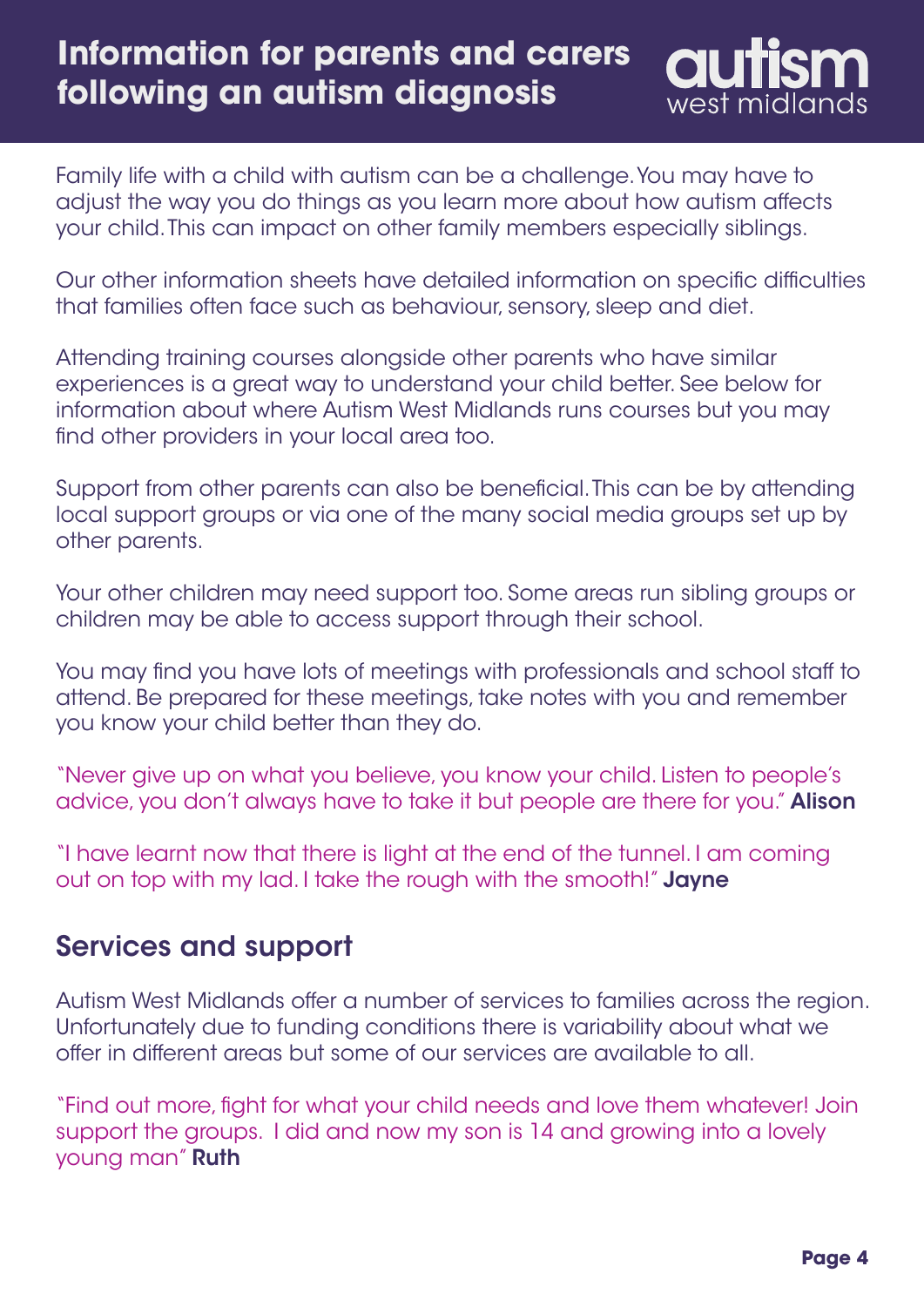Family life with a child with autism can be a challenge. You may have to adjust the way you do things as you learn more about how autism affects your child. This can impact on other family members especially siblings.

Our other information sheets have detailed information on specific difficulties that families often face such as behaviour, sensory, sleep and diet.

Attending training courses alongside other parents who have similar experiences is a great way to understand your child better. See below for information about where Autism West Midlands runs courses but you may find other providers in your local area too.

Support from other parents can also be beneficial. This can be by attending local support groups or via one of the many social media groups set up by other parents.

Your other children may need support too. Some areas run sibling groups or children may be able to access support through their school.

You may find you have lots of meetings with professionals and school staff to attend. Be prepared for these meetings, take notes with you and remember you know your child better than they do.

"Never give up on what you believe, you know your child. Listen to people's advice, you don't always have to take it but people are there for you." **Alison**

"I have learnt now that there is light at the end of the tunnel. I am coming out on top with my lad. I take the rough with the smooth!" **Jayne**

## Services and support

Autism West Midlands offer a number of services to families across the region. Unfortunately due to funding conditions there is variability about what we offer in different areas but some of our services are available to all.

"Find out more, fight for what your child needs and love them whatever! Join support the groups. I did and now my son is 14 and growing into a lovely young man" **Ruth**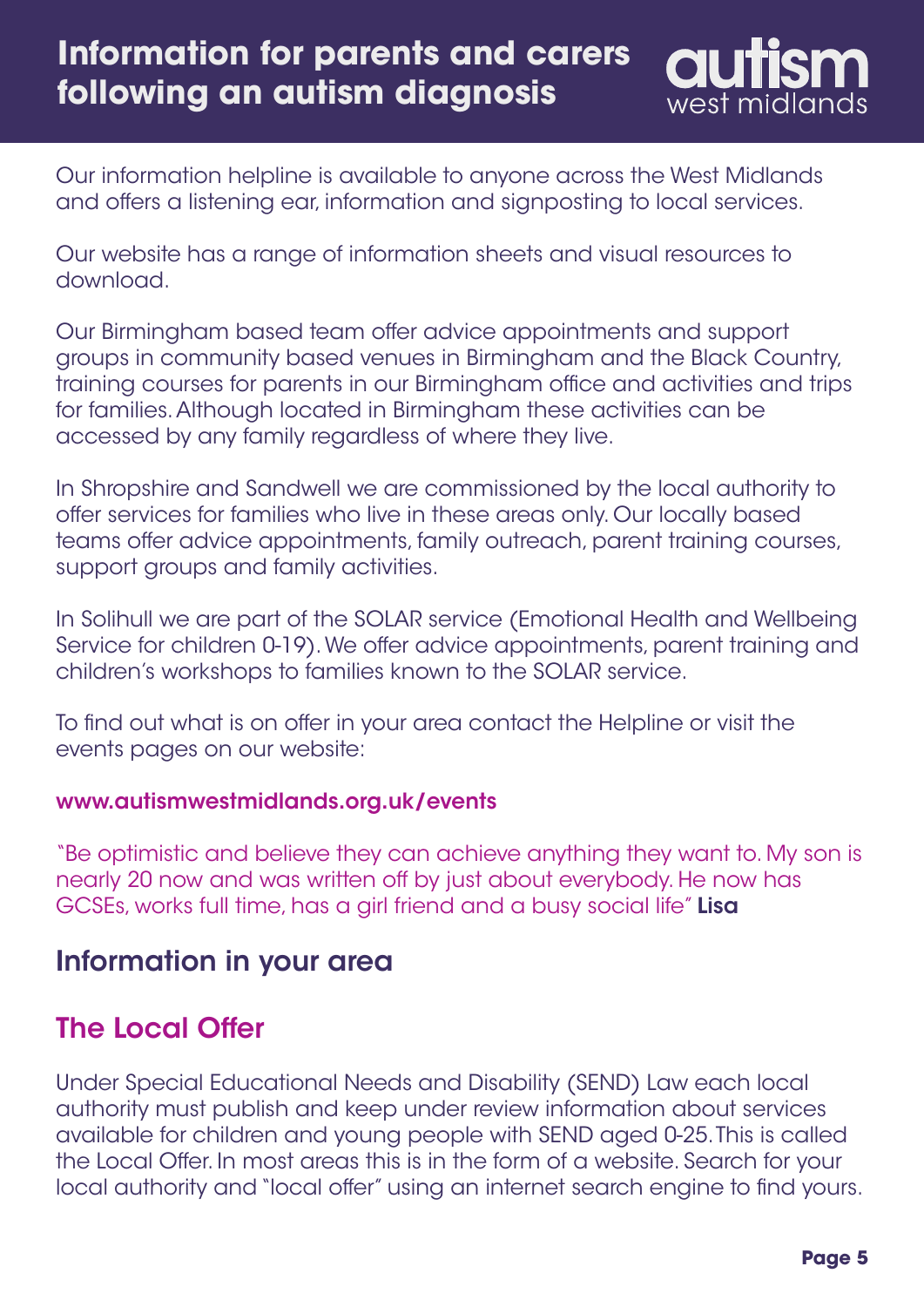Our information helpline is available to anyone across the West Midlands and offers a listening ear, information and signposting to local services.

Our website has a range of information sheets and visual resources to download.

Our Birmingham based team offer advice appointments and support groups in community based venues in Birmingham and the Black Country, training courses for parents in our Birmingham office and activities and trips for families. Although located in Birmingham these activities can be accessed by any family regardless of where they live.

In Shropshire and Sandwell we are commissioned by the local authority to offer services for families who live in these areas only. Our locally based teams offer advice appointments, family outreach, parent training courses, support groups and family activities.

In Solihull we are part of the SOLAR service (Emotional Health and Wellbeing Service for children 0-19). We offer advice appointments, parent training and children's workshops to families known to the SOLAR service.

To find out what is on offer in your area contact the Helpline or visit the events pages on our website:

**www.autismwestmidlands.org.uk/events**

"Be optimistic and believe they can achieve anything they want to. My son is nearly 20 now and was written off by just about everybody. He now has GCSEs, works full time, has a girl friend and a busy social life" **Lisa**

## Information in your area

## The Local Offer

Under Special Educational Needs and Disability (SEND) Law each local authority must publish and keep under review information about services available for children and young people with SEND aged 0-25. This is called the Local Offer. In most areas this is in the form of a website. Search for your local authority and "local offer" using an internet search engine to find yours.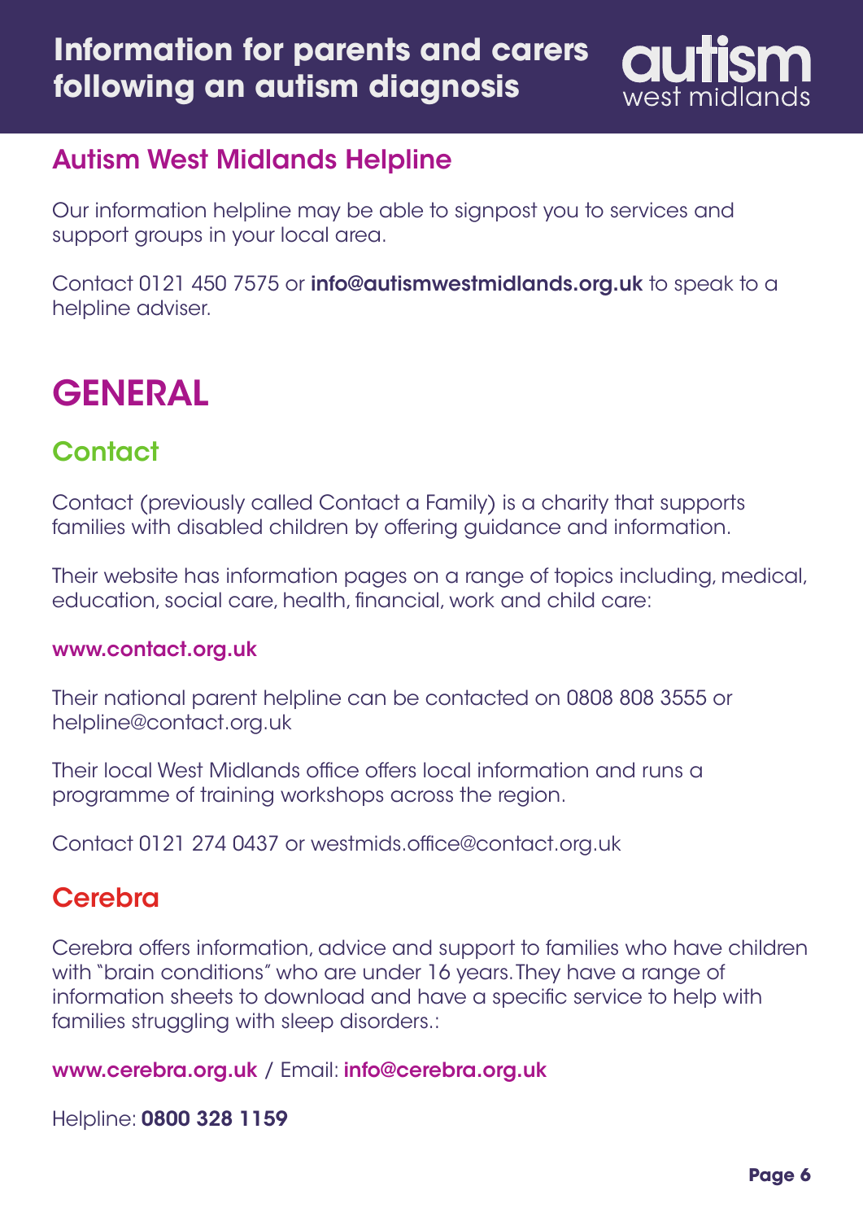## Autism West Midlands Helpline

Our information helpline may be able to signpost you to services and support groups in your local area.

Contact 0121 450 7575 or **info@autismwestmidlands.org.uk** to speak to a helpline adviser.

# GENERAL

## Contact

Contact (previously called Contact a Family) is a charity that supports families with disabled children by offering guidance and information.

Their website has information pages on a range of topics including, medical, education, social care, health, financial, work and child care:

**www.contact.org.uk**

Their national parent helpline can be contacted on 0808 808 3555 or helpline@contact.org.uk

Their local West Midlands office offers local information and runs a programme of training workshops across the region.

Contact 0121 274 0437 or westmids.office@contact.org.uk

## Cerebra

Cerebra offers information, advice and support to families who have children with "brain conditions" who are under 16 years. They have a range of information sheets to download and have a specific service to help with families struggling with sleep disorders.:

**www.cerebra.org.uk** / Email: **info@cerebra.org.uk**

Helpline: **0800 328 1159**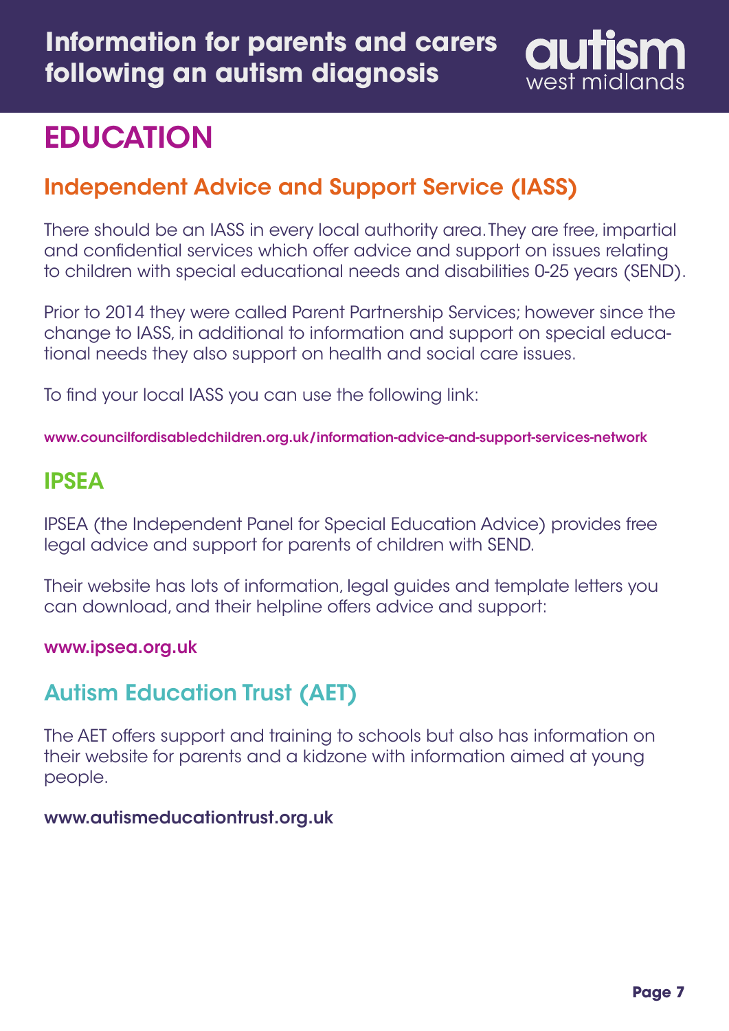# EDUCATION

## Independent Advice and Support Service (IASS)

There should be an IASS in every local authority area. They are free, impartial and confidential services which offer advice and support on issues relating to children with special educational needs and disabilities 0-25 years (SEND).

Prior to 2014 they were called Parent Partnership Services; however since the change to IASS, in additional to information and support on special educational needs they also support on health and social care issues.

To find your local IASS you can use the following link:

**www.councilfordisabledchildren.org.uk/information-advice-and-support-services-network**

## IPSEA

IPSEA (the Independent Panel for Special Education Advice) provides free legal advice and support for parents of children with SEND.

Their website has lots of information, legal guides and template letters you can download, and their helpline offers advice and support:

**www.ipsea.org.uk**

## Autism Education Trust (AET)

The AET offers support and training to schools but also has information on their website for parents and a kidzone with information aimed at young people.

**www.autismeducationtrust.org.uk**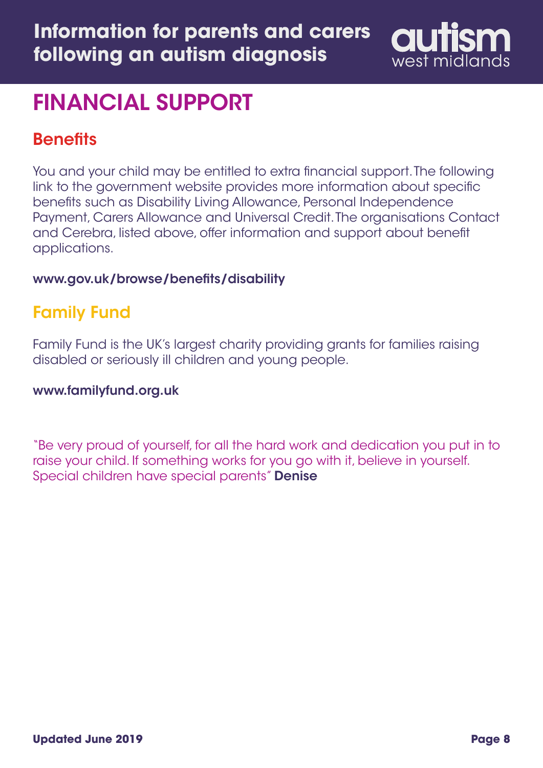# FINANCIAL SUPPORT

## Benefits

You and your child may be entitled to extra financial support. The following link to the government website provides more information about specific benefits such as Disability Living Allowance, Personal Independence Payment, Carers Allowance and Universal Credit. The organisations Contact and Cerebra, listed above, offer information and support about benefit applications.

**www.gov.uk/browse/benefits/disability**

## Family Fund

Family Fund is the UK's largest charity providing grants for families raising disabled or seriously ill children and young people.

**www.familyfund.org.uk**

"Be very proud of yourself, for all the hard work and dedication you put in to raise your child. If something works for you go with it, believe in yourself. Special children have special parents" **Denise**

**Updated June 2019**